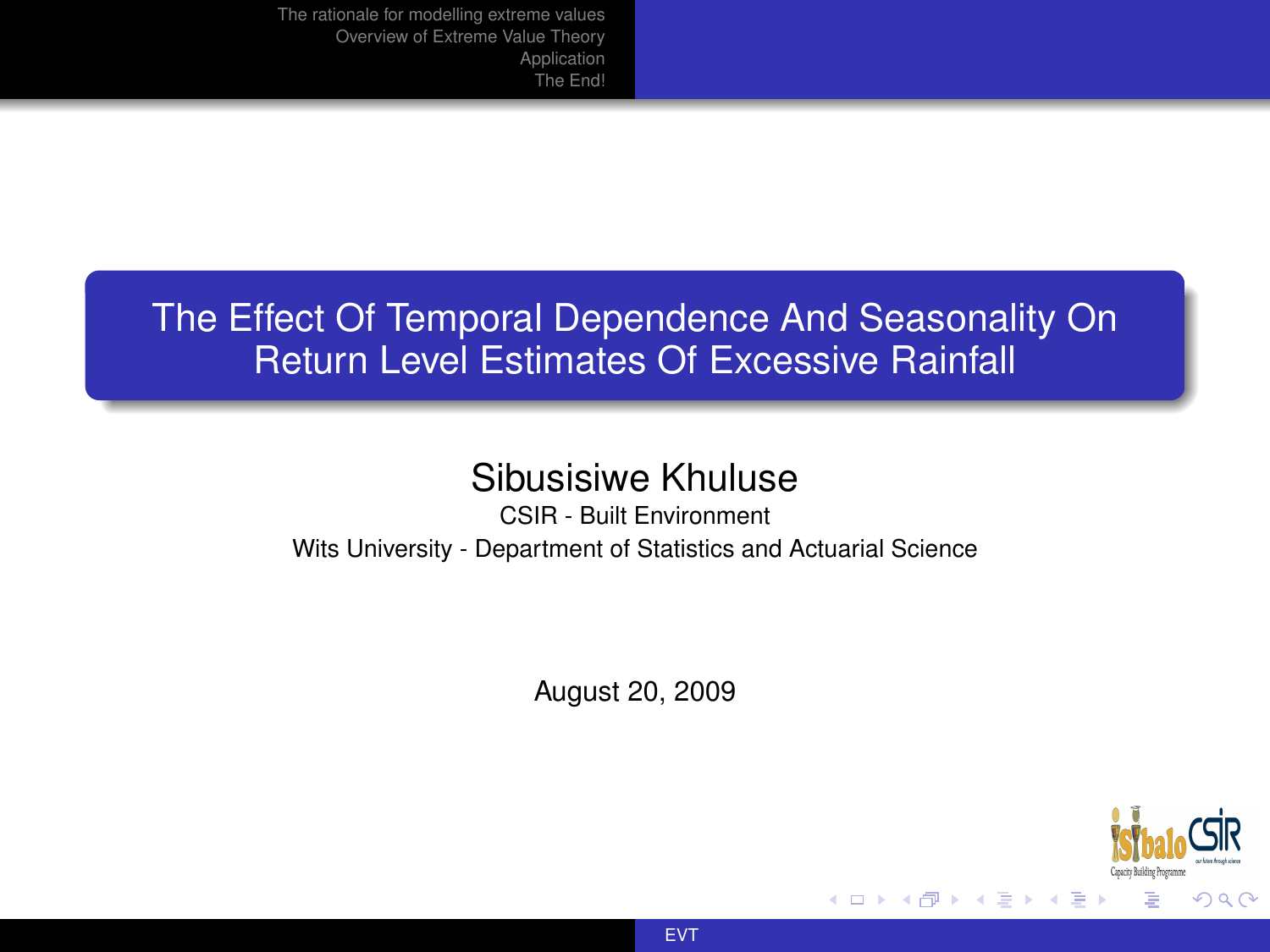# The Effect Of Temporal Dependence And Seasonality On Return Level Estimates Of Excessive Rainfall

Sibusisiwe Khuluse

CSIR - Built Environment

Wits University - Department of Statistics and Actuarial Science

August 20, 2009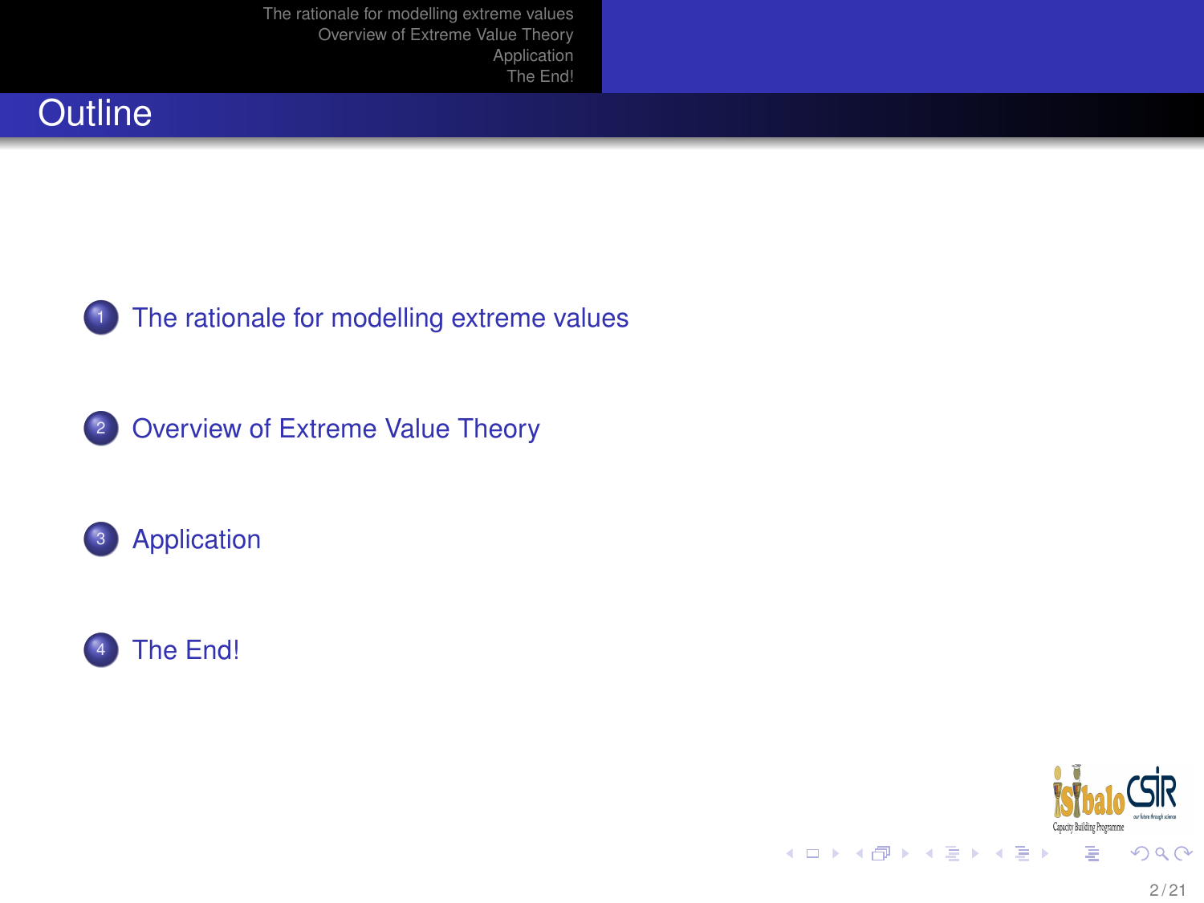# Outline

1. The rationale for modelling extreme values
2. Overview of Extreme Value Theory
3. Application
4. The End!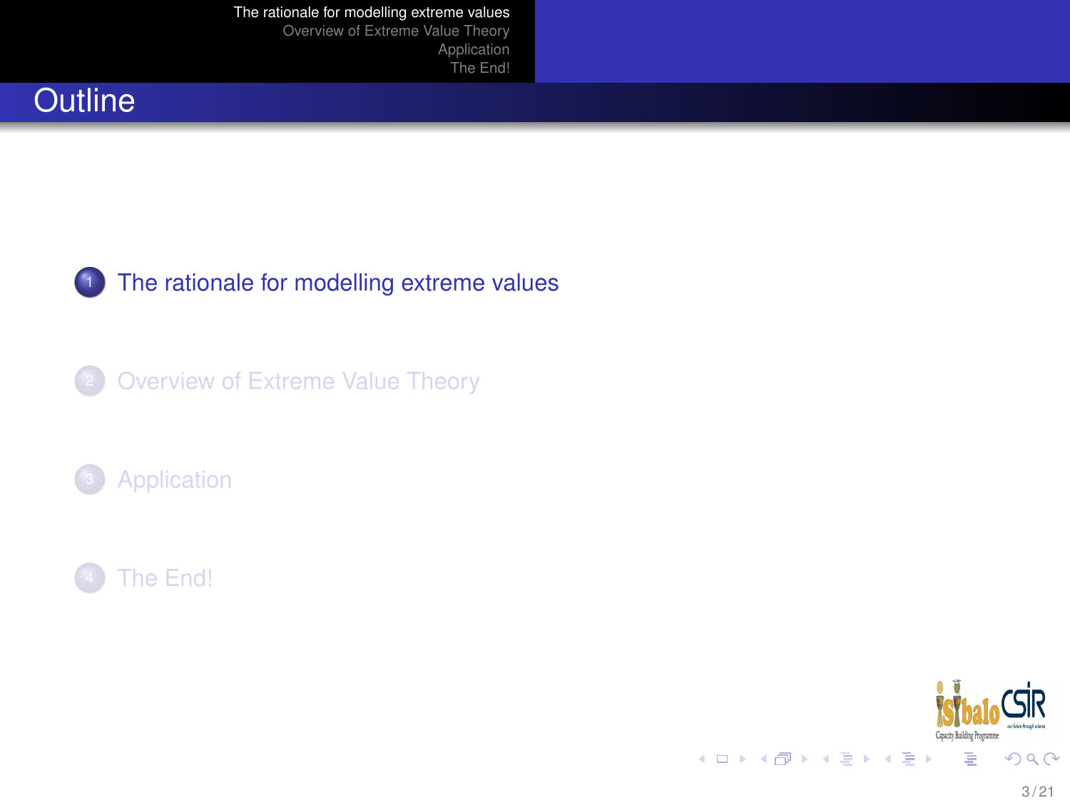# Outline

1. The rationale for modelling extreme values
2. Overview of Extreme Value Theory
3. Application
4. The End!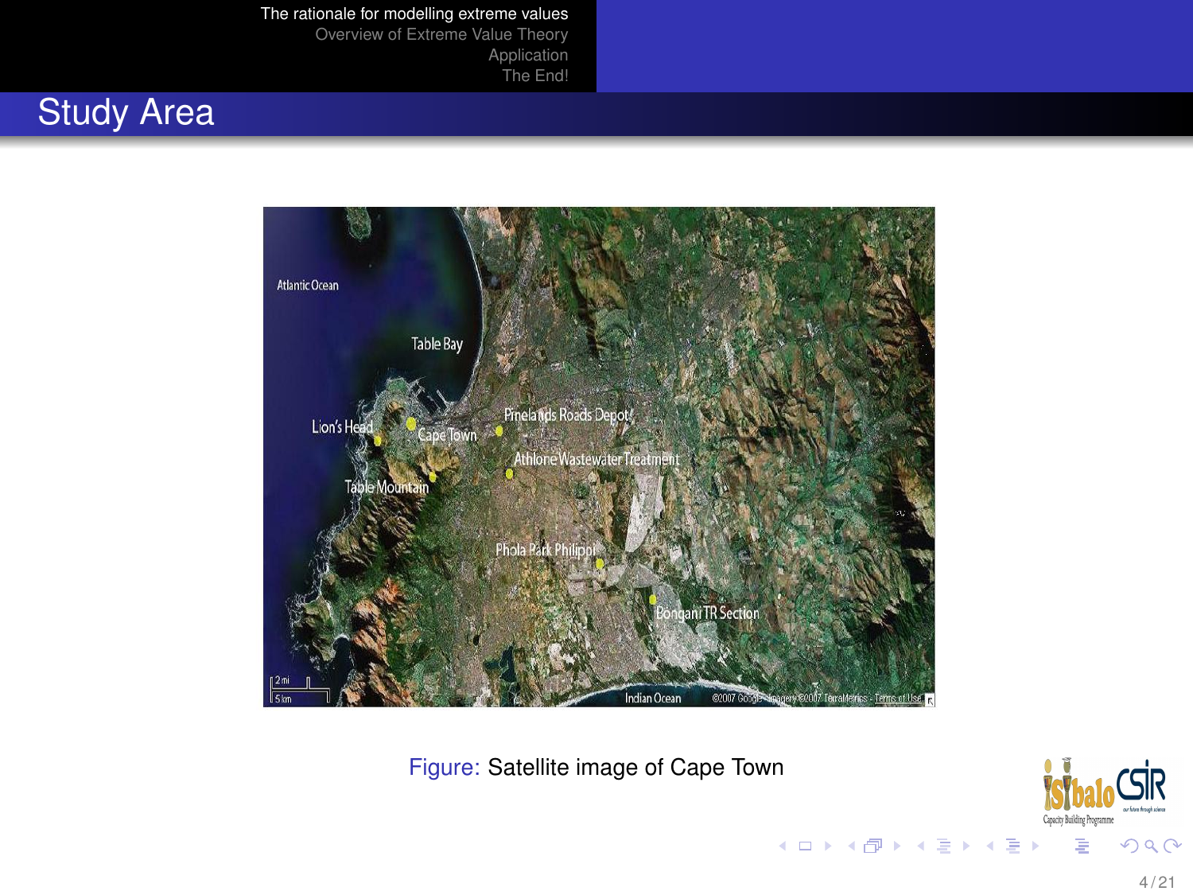# Study Area

Figure: Satellite image of Cape Town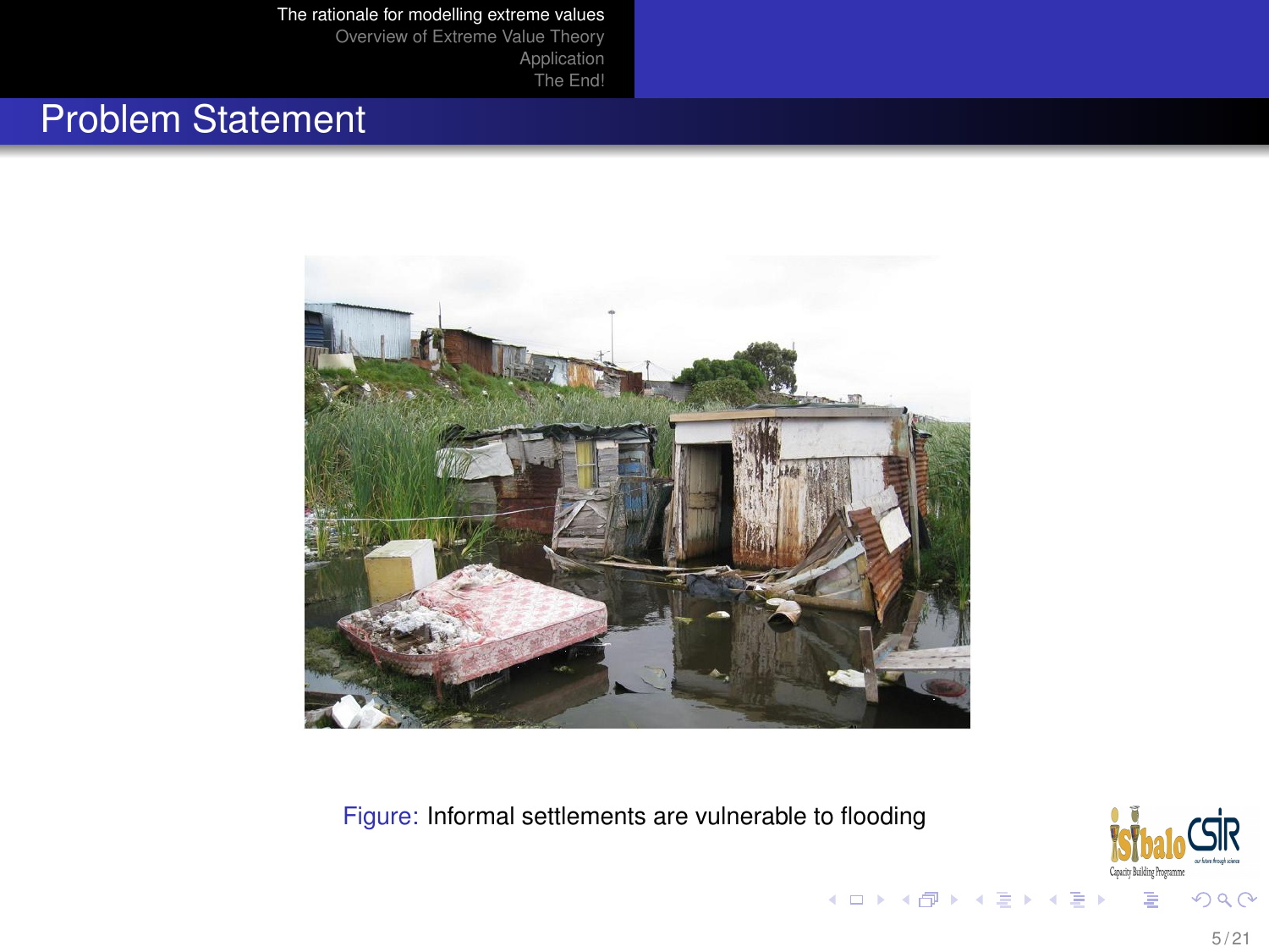# Problem Statement

Figure: Informal settlements are vulnerable to flooding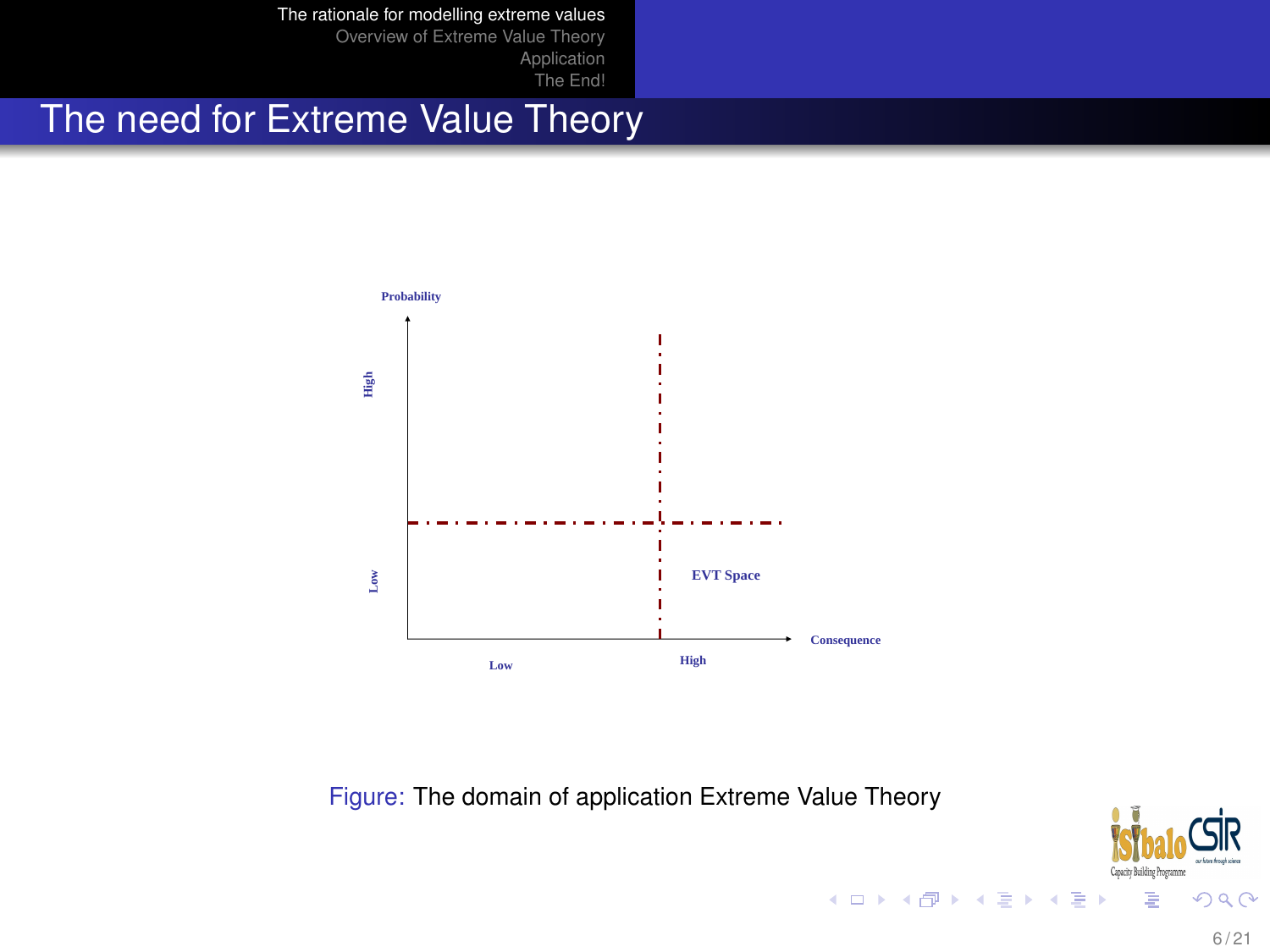## The need for Extreme Value Theory

Probability

High

Low

EVT Space

Consequence

Low

High

Figure: The domain of application Extreme Value Theory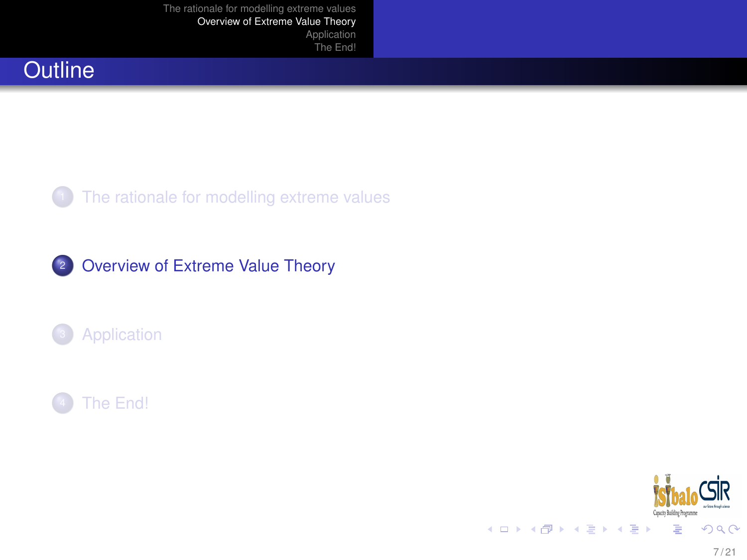# Outline

1. The rationale for modelling extreme values

2. Overview of Extreme Value Theory

3. Application

4. The End!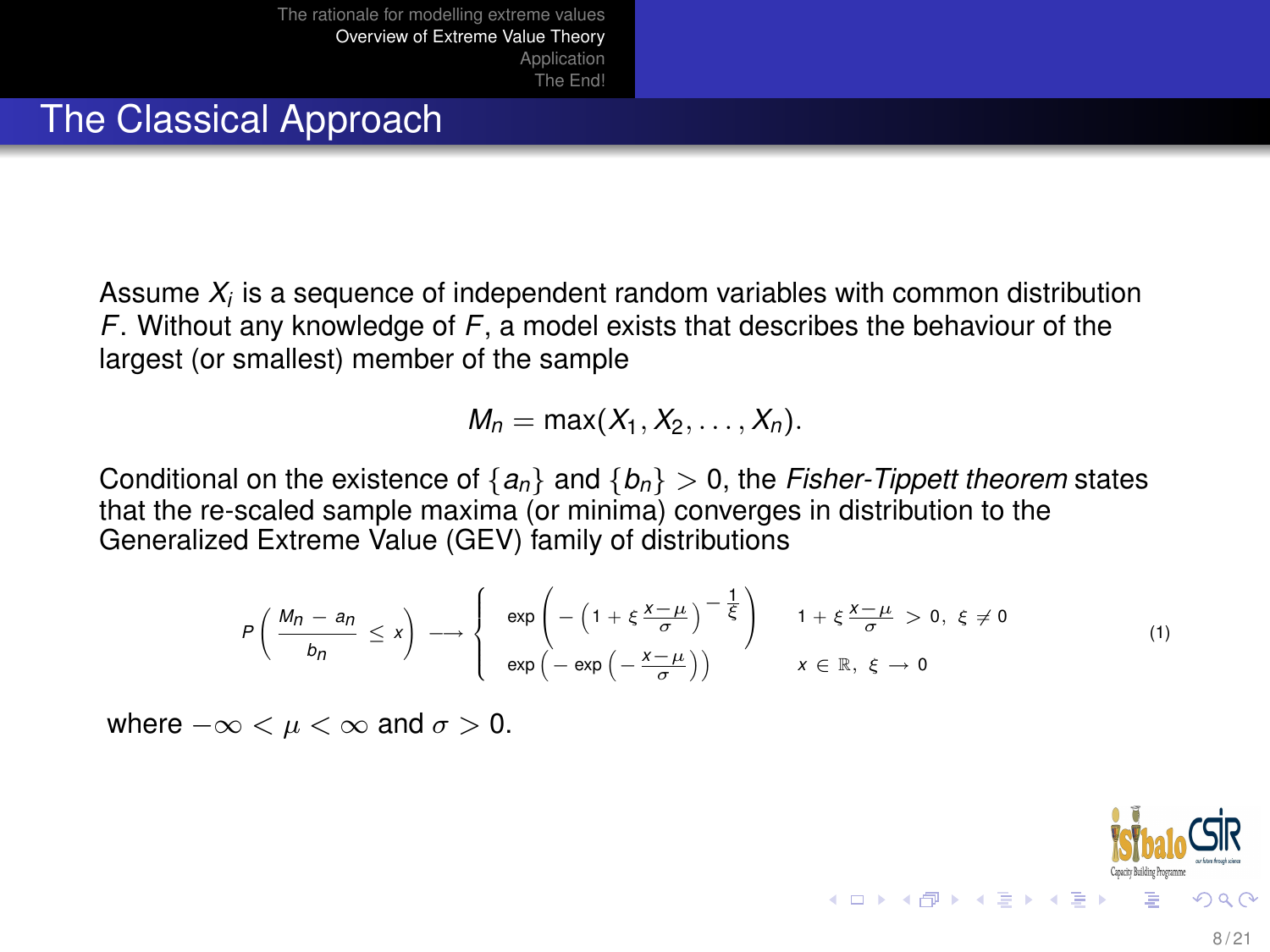# The Classical Approach

Assume $X_i$ is a sequence of independent random variables with common distribution $F$. Without any knowledge of $F$, a model exists that describes the behaviour of the largest (or smallest) member of the sample

$$M_n = \max(X_1, X_2, \ldots, X_n).$$

Conditional on the existence of $\{a_n\}$ and $\{b_n\} > 0$, the *Fisher-Tippett theorem* states that the re-scaled sample maxima (or minima) converges in distribution to the Generalized Extreme Value (GEV) family of distributions

$$P\left(\frac{M_n - a_n}{b_n} \leq x\right) \longrightarrow \begin{cases} \exp\left(-\left(1 + \xi\,\frac{x-\mu}{\sigma}\right)^{-\frac{1}{\xi}}\right) & 1 + \xi\,\frac{x-\mu}{\sigma} > 0,\ \xi \neq 0 \\ \exp\left(-\exp\left(-\frac{x-\mu}{\sigma}\right)\right) & x \in \mathbb{R},\ \xi \to 0 \end{cases} \tag{1}$$

where $-\infty < \mu < \infty$ and $\sigma > 0$.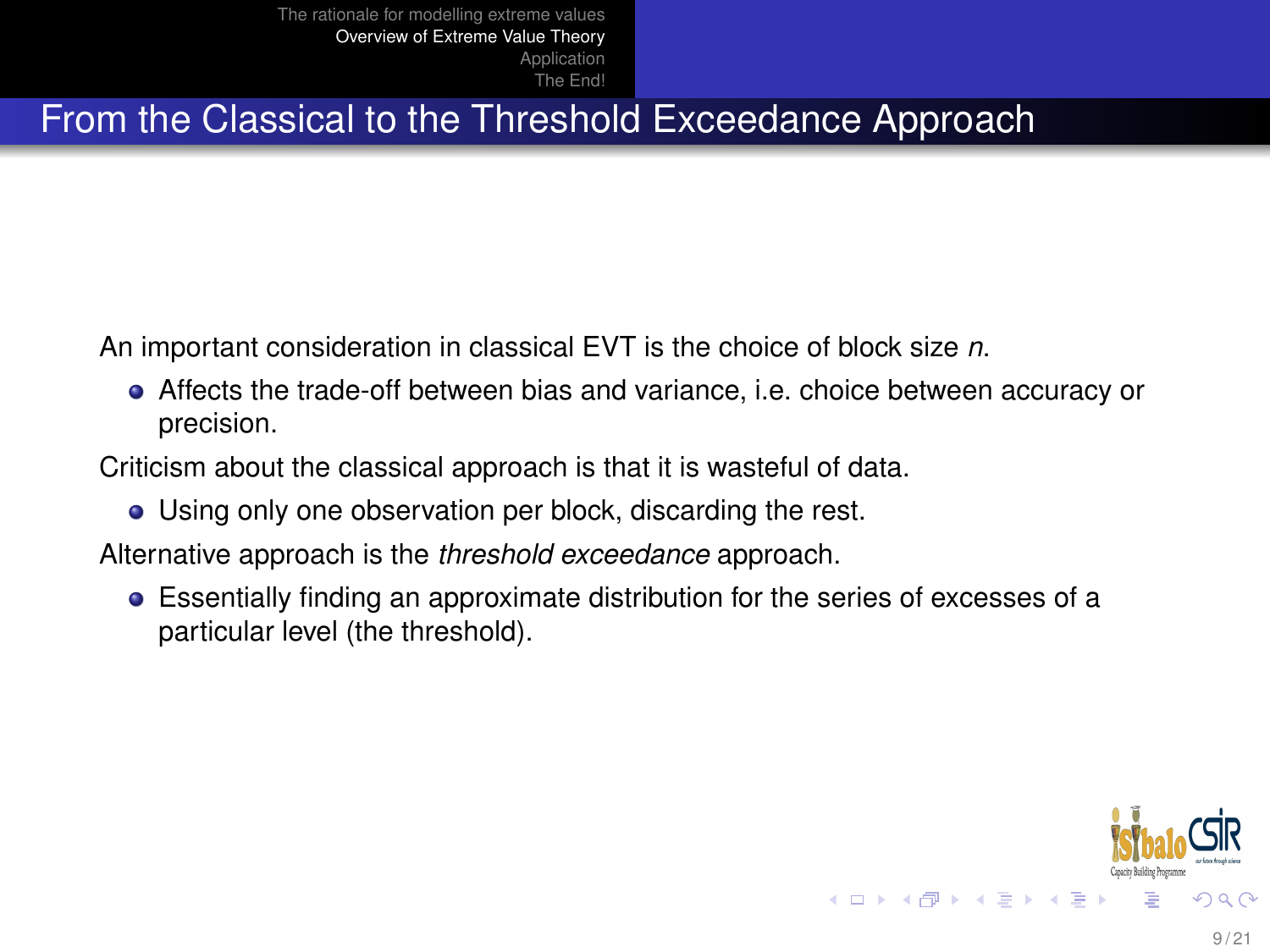# From the Classical to the Threshold Exceedance Approach

An important consideration in classical EVT is the choice of block size $n$.

- Affects the trade-off between bias and variance, i.e. choice between accuracy or precision.

Criticism about the classical approach is that it is wasteful of data.

- Using only one observation per block, discarding the rest.

Alternative approach is the *threshold exceedance* approach.

- Essentially finding an approximate distribution for the series of excesses of a particular level (the threshold).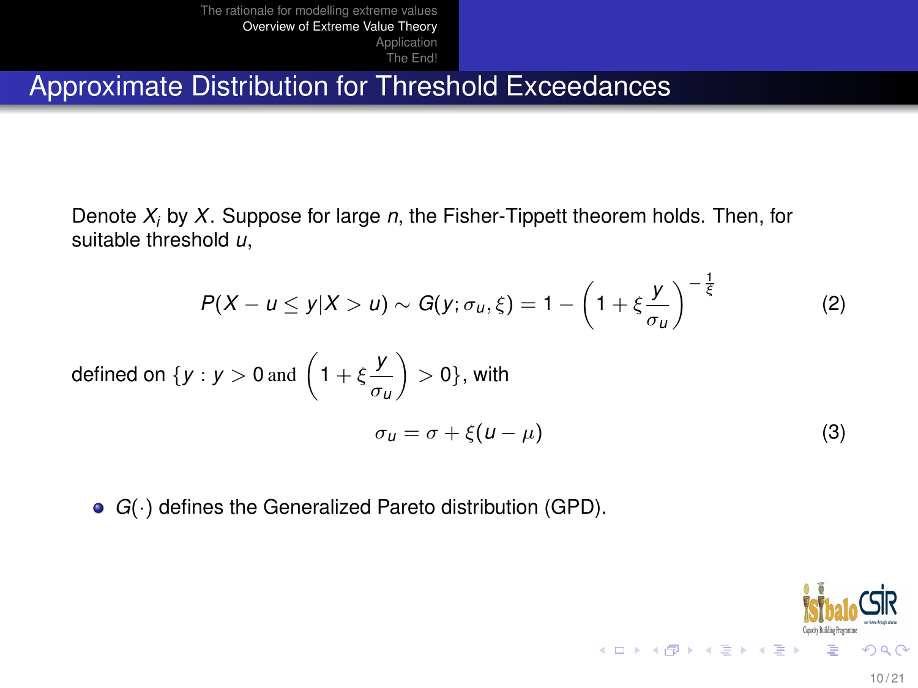## Approximate Distribution for Threshold Exceedances

Denote $X_i$ by $X$. Suppose for large $n$, the Fisher-Tippett theorem holds. Then, for suitable threshold $u$,

$$P(X - u \leq y | X > u) \sim G(y; \sigma_u, \xi) = 1 - \left(1 + \xi \frac{y}{\sigma_u}\right)^{-\frac{1}{\xi}} \tag{2}$$

defined on $\{y : y > 0 \text{ and } \left(1 + \xi \frac{y}{\sigma_u}\right) > 0\}$, with

$$\sigma_u = \sigma + \xi(u - \mu) \tag{3}$$

- $G(\cdot)$ defines the Generalized Pareto distribution (GPD).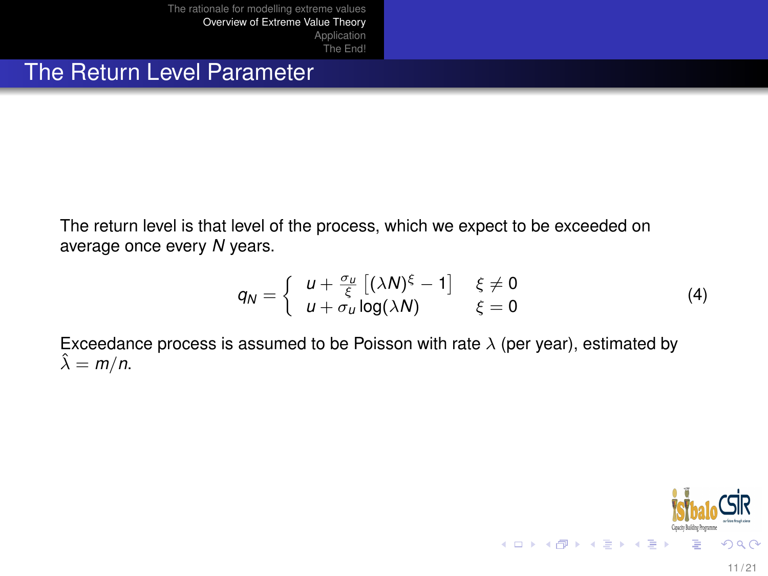# The Return Level Parameter

The return level is that level of the process, which we expect to be exceeded on average once every $N$ years.

$$
q_N = \begin{cases} u + \frac{\sigma_u}{\xi}\left[(\lambda N)^{\xi} - 1\right] & \xi \neq 0 \\ u + \sigma_u \log(\lambda N) & \xi = 0 \end{cases} \tag{4}
$$

Exceedance process is assumed to be Poisson with rate $\lambda$ (per year), estimated by $\hat{\lambda} = m/n$.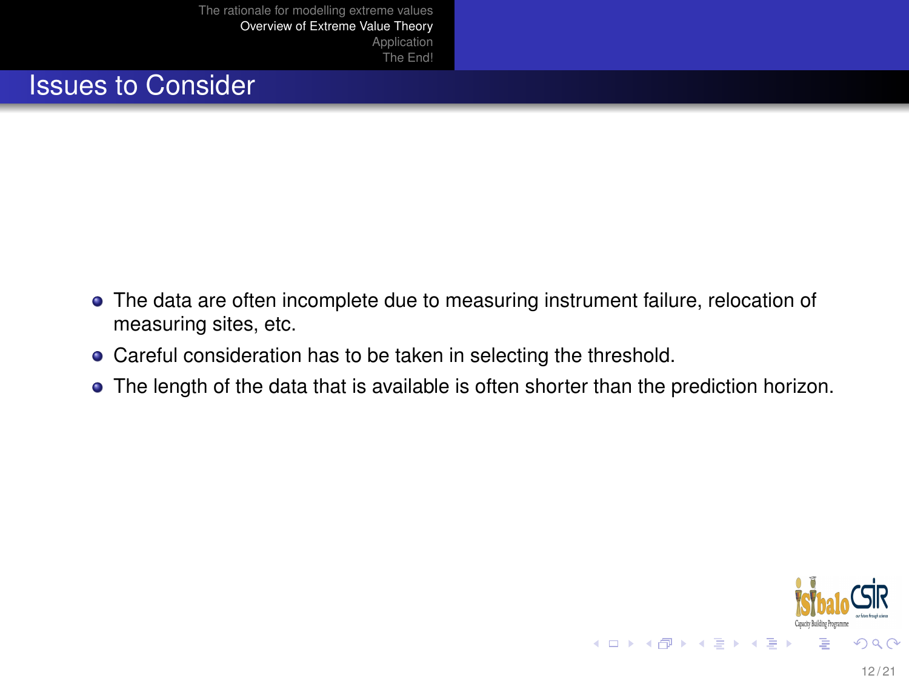## Issues to Consider

- The data are often incomplete due to measuring instrument failure, relocation of measuring sites, etc.
- Careful consideration has to be taken in selecting the threshold.
- The length of the data that is available is often shorter than the prediction horizon.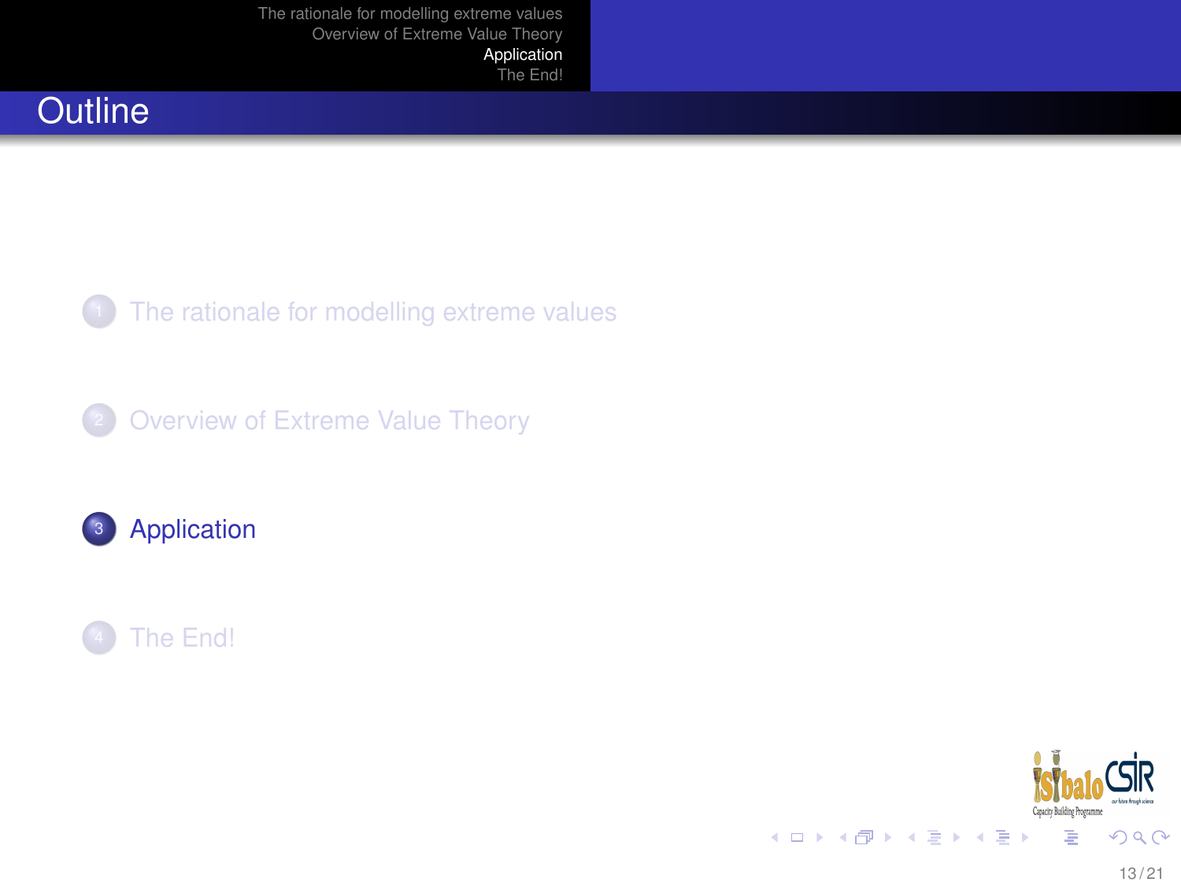# Outline

1. The rationale for modelling extreme values
2. Overview of Extreme Value Theory
3. Application
4. The End!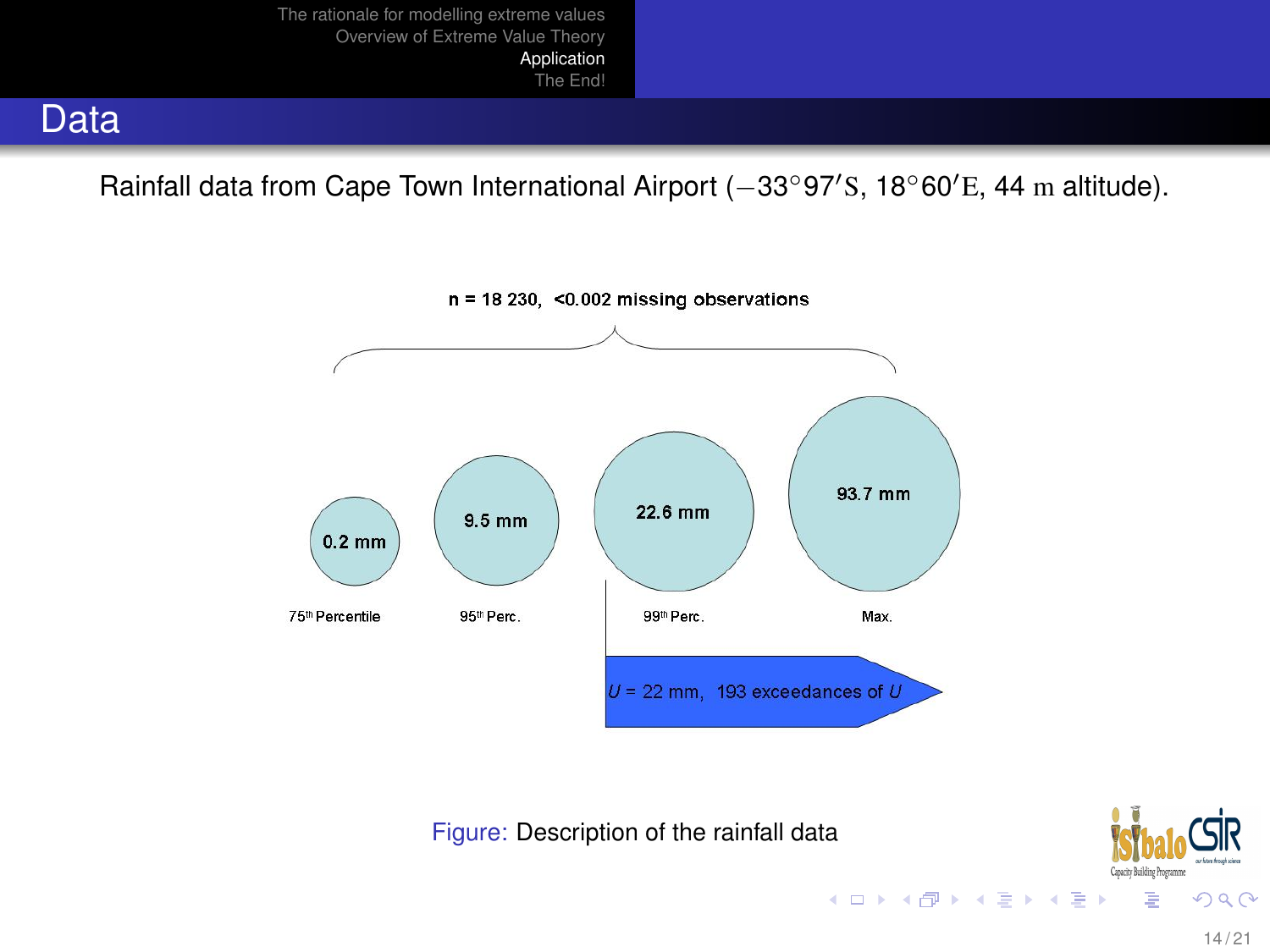## Data

Rainfall data from Cape Town International Airport ($-33°97'$S, $18°60'$E, 44 m altitude).

n = 18 230, <0.002 missing observations

| 75th Percentile | 95th Perc. | 99th Perc. | Max. |
|---|---|---|---|
| 0.2 mm | 9.5 mm | 22.6 mm | 93.7 mm |

$U$ = 22 mm, 193 exceedances of $U$

Figure: Description of the rainfall data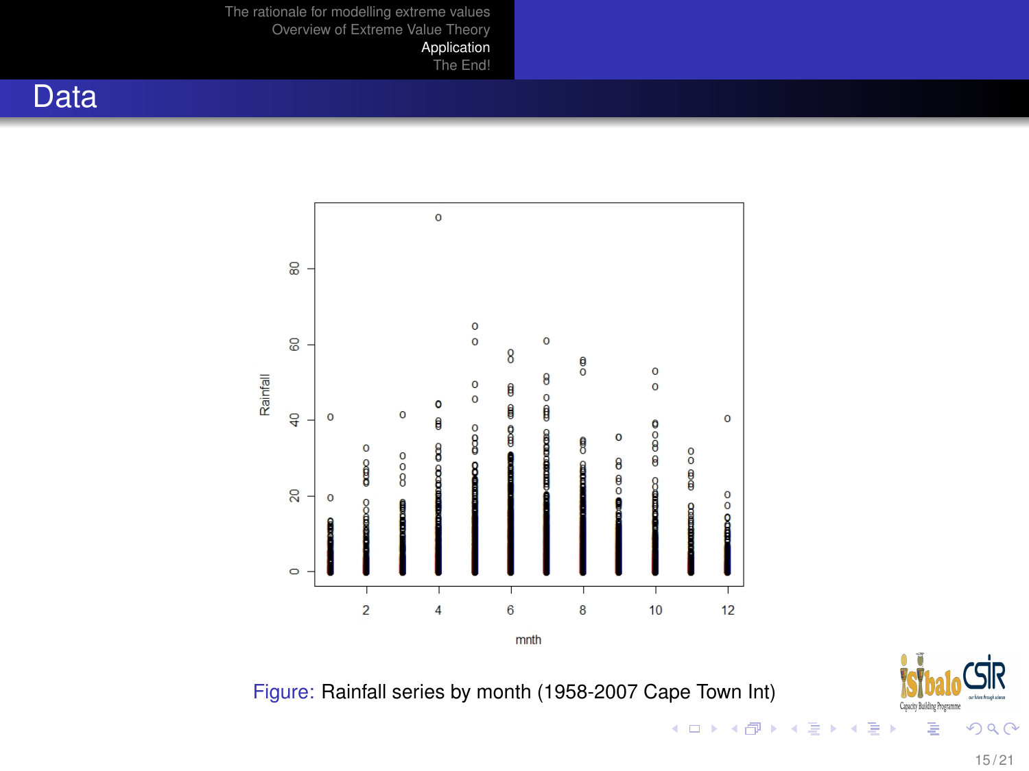## Data

Figure: Rainfall series by month (1958-2007 Cape Town Int)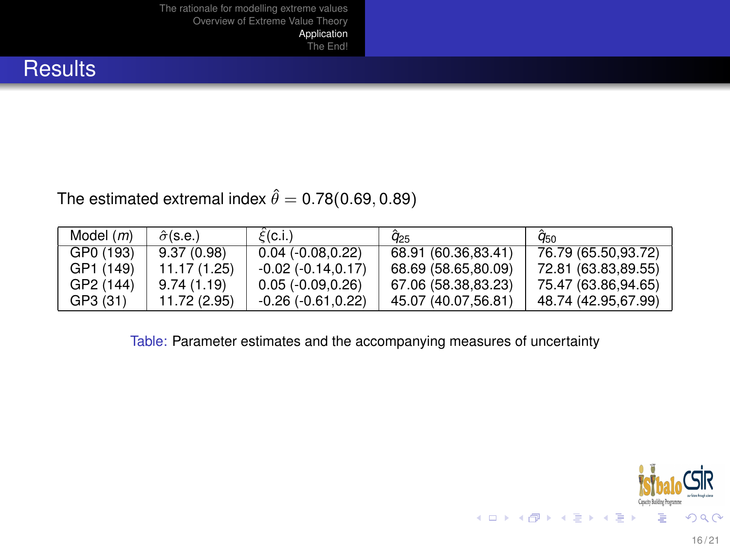# Results

The estimated extremal index $\hat{\theta} = 0.78(0.69, 0.89)$

| Model ($m$) | $\hat{\sigma}$(s.e.) | $\hat{\xi}$(c.i.) | $\hat{q}_{25}$ | $\hat{q}_{50}$ |
|---|---|---|---|---|
| GP0 (193) | 9.37 (0.98) | 0.04 (-0.08,0.22) | 68.91 (60.36,83.41) | 76.79 (65.50,93.72) |
| GP1 (149) | 11.17 (1.25) | -0.02 (-0.14,0.17) | 68.69 (58.65,80.09) | 72.81 (63.83,89.55) |
| GP2 (144) | 9.74 (1.19) | 0.05 (-0.09,0.26) | 67.06 (58.38,83.23) | 75.47 (63.86,94.65) |
| GP3 (31) | 11.72 (2.95) | -0.26 (-0.61,0.22) | 45.07 (40.07,56.81) | 48.74 (42.95,67.99) |

Table: Parameter estimates and the accompanying measures of uncertainty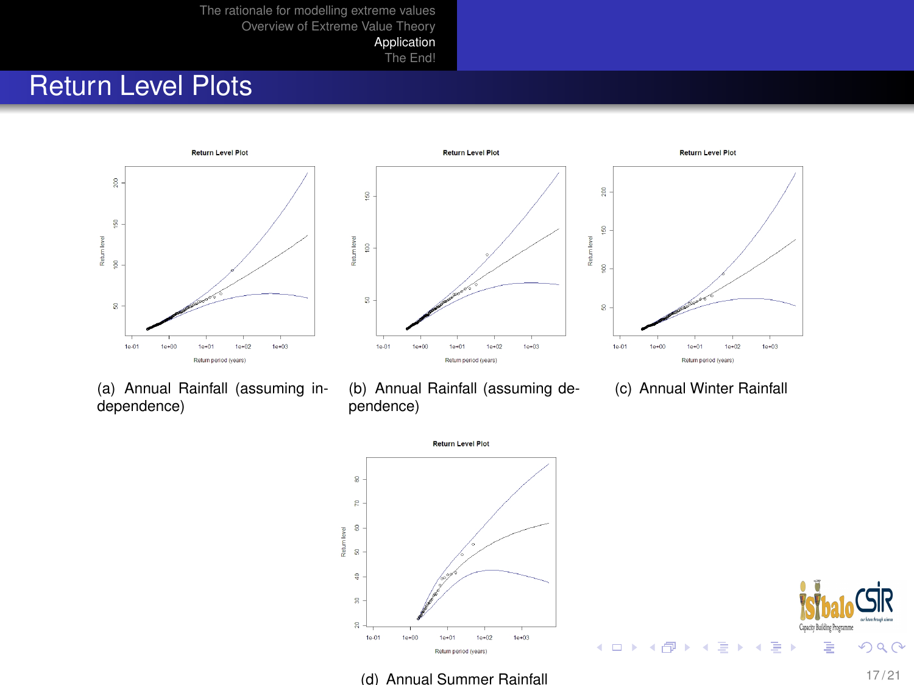# Return Level Plots

(a) Annual Rainfall (assuming independence)

(b) Annual Rainfall (assuming dependence)

(c) Annual Winter Rainfall

(d) Annual Summer Rainfall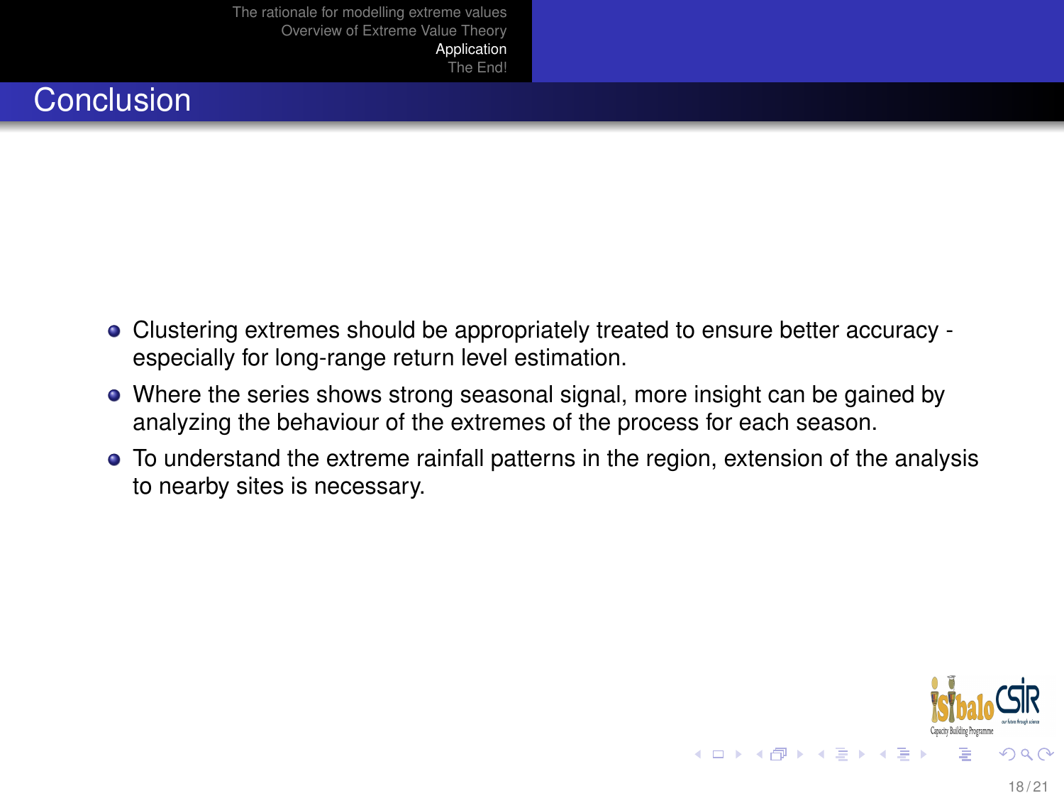# Conclusion

- Clustering extremes should be appropriately treated to ensure better accuracy - especially for long-range return level estimation.
- Where the series shows strong seasonal signal, more insight can be gained by analyzing the behaviour of the extremes of the process for each season.
- To understand the extreme rainfall patterns in the region, extension of the analysis to nearby sites is necessary.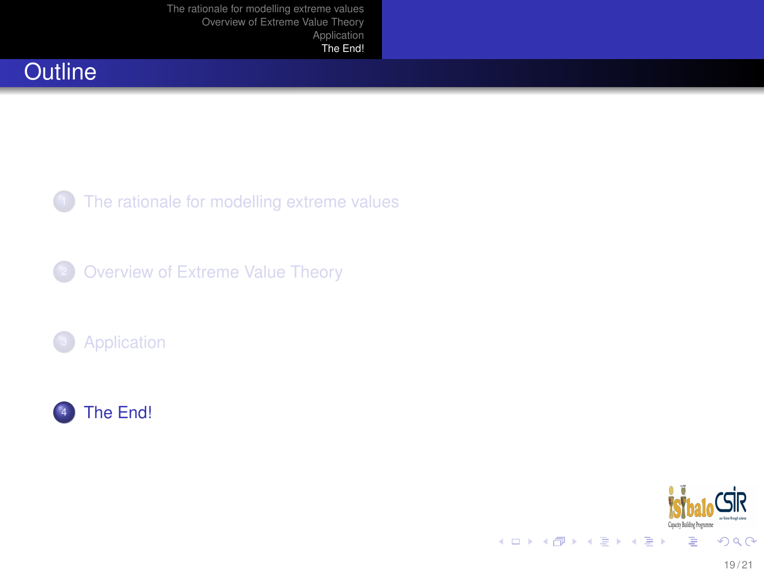# Outline

1. The rationale for modelling extreme values
2. Overview of Extreme Value Theory
3. Application
4. The End!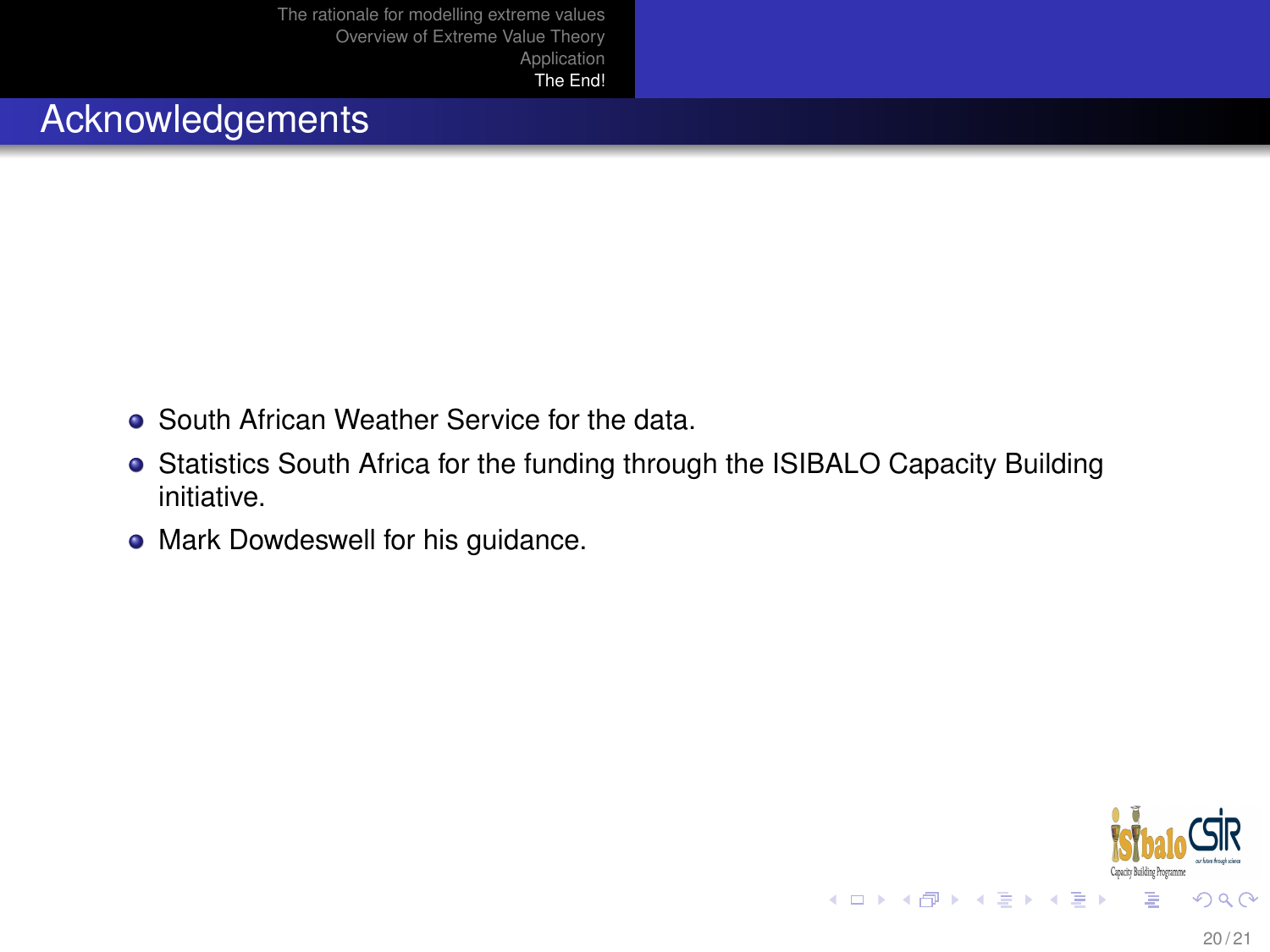## Acknowledgements

- South African Weather Service for the data.
- Statistics South Africa for the funding through the ISIBALO Capacity Building initiative.
- Mark Dowdeswell for his guidance.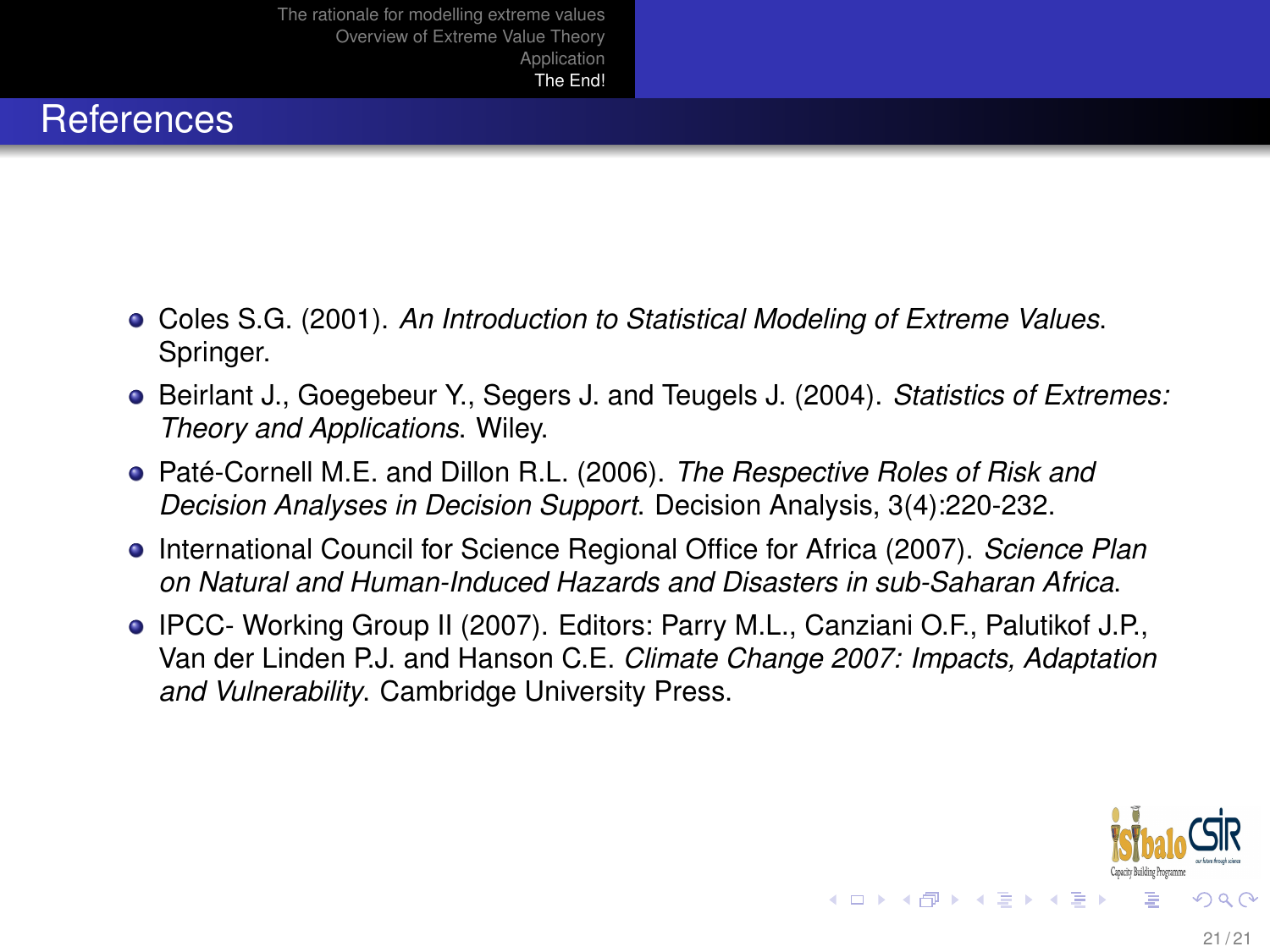# References

- Coles S.G. (2001). *An Introduction to Statistical Modeling of Extreme Values*. Springer.
- Beirlant J., Goegebeur Y., Segers J. and Teugels J. (2004). *Statistics of Extremes: Theory and Applications*. Wiley.
- Paté-Cornell M.E. and Dillon R.L. (2006). *The Respective Roles of Risk and Decision Analyses in Decision Support*. Decision Analysis, 3(4):220-232.
- International Council for Science Regional Office for Africa (2007). *Science Plan on Natural and Human-Induced Hazards and Disasters in sub-Saharan Africa*.
- IPCC- Working Group II (2007). Editors: Parry M.L., Canziani O.F., Palutikof J.P., Van der Linden P.J. and Hanson C.E. *Climate Change 2007: Impacts, Adaptation and Vulnerability*. Cambridge University Press.